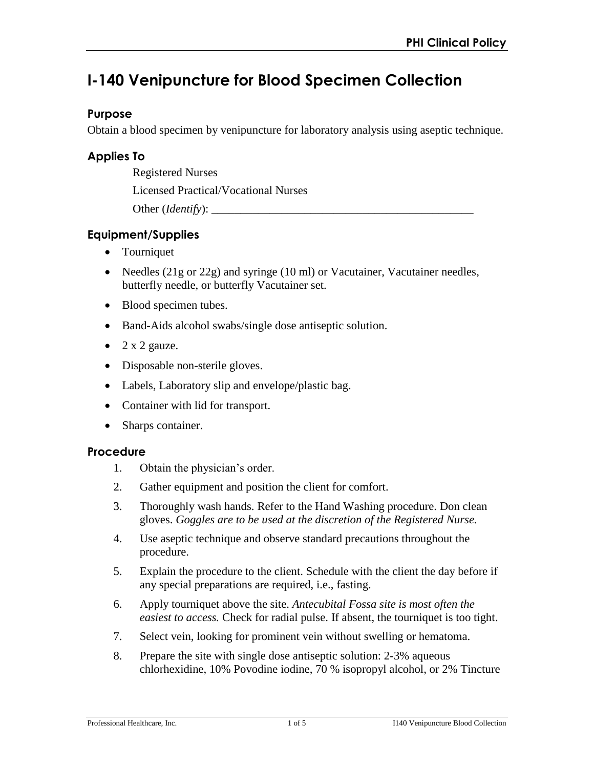# I-140 Venipuncture for Blood Specimen Collection

## Purpose

Obtain a blood specimen by venipuncture for laboratory analysis using aseptic technique.

## Applies To

Registered Nurses

Licensed Practical/Vocational Nurses

Other (*Identify*): ______________________________________________

## Equipment/Supplies

- Tourniquet
- Needles (21g or 22g) and syringe (10 ml) or Vacutainer, Vacutainer needles, butterfly needle, or butterfly Vacutainer set.
- Blood specimen tubes.
- Band-Aids alcohol swabs/single dose antiseptic solution.
- 2 x 2 gauze.
- Disposable non-sterile gloves.
- Labels, Laboratory slip and envelope/plastic bag.
- Container with lid for transport.
- Sharps container.

## Procedure

1. Obtain the physician's order.
2. Gather equipment and position the client for comfort.
3. Thoroughly wash hands. Refer to the Hand Washing procedure. Don clean gloves. *Goggles are to be used at the discretion of the Registered Nurse.*
4. Use aseptic technique and observe standard precautions throughout the procedure.
5. Explain the procedure to the client. Schedule with the client the day before if any special preparations are required, i.e., fasting.
6. Apply tourniquet above the site. *Antecubital Fossa site is most often the easiest to access.* Check for radial pulse. If absent, the tourniquet is too tight.
7. Select vein, looking for prominent vein without swelling or hematoma.
8. Prepare the site with single dose antiseptic solution: 2-3% aqueous chlorhexidine, 10% Povodine iodine, 70 % isopropyl alcohol, or 2% Tincture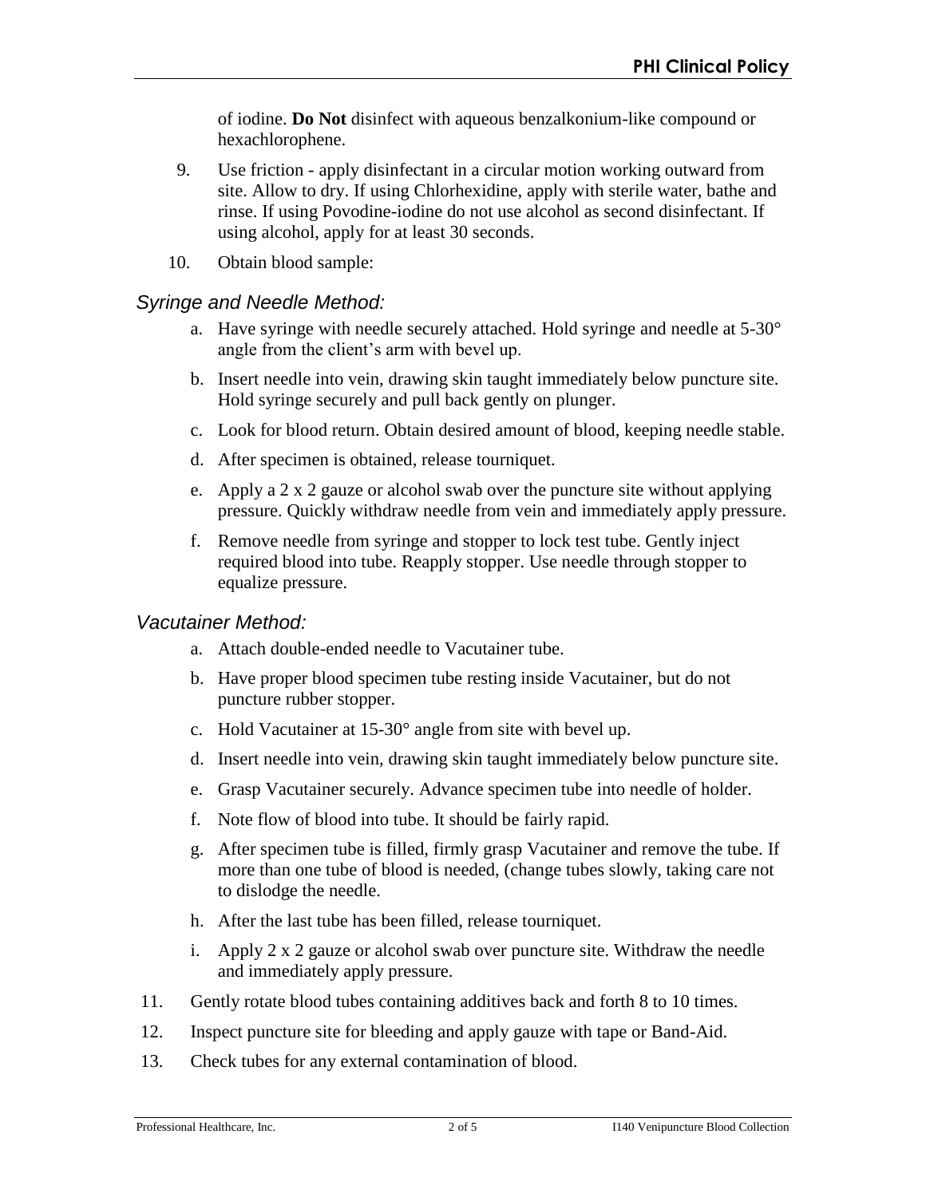of iodine. **Do Not** disinfect with aqueous benzalkonium-like compound or hexachlorophene.

9. Use friction - apply disinfectant in a circular motion working outward from site. Allow to dry. If using Chlorhexidine, apply with sterile water, bathe and rinse. If using Povodine-iodine do not use alcohol as second disinfectant. If using alcohol, apply for at least 30 seconds.

10. Obtain blood sample:

### *Syringe and Needle Method:*

a. Have syringe with needle securely attached. Hold syringe and needle at 5-30° angle from the client's arm with bevel up.

b. Insert needle into vein, drawing skin taught immediately below puncture site. Hold syringe securely and pull back gently on plunger.

c. Look for blood return. Obtain desired amount of blood, keeping needle stable.

d. After specimen is obtained, release tourniquet.

e. Apply a 2 x 2 gauze or alcohol swab over the puncture site without applying pressure. Quickly withdraw needle from vein and immediately apply pressure.

f. Remove needle from syringe and stopper to lock test tube. Gently inject required blood into tube. Reapply stopper. Use needle through stopper to equalize pressure.

### *Vacutainer Method:*

a. Attach double-ended needle to Vacutainer tube.

b. Have proper blood specimen tube resting inside Vacutainer, but do not puncture rubber stopper.

c. Hold Vacutainer at 15-30° angle from site with bevel up.

d. Insert needle into vein, drawing skin taught immediately below puncture site.

e. Grasp Vacutainer securely. Advance specimen tube into needle of holder.

f. Note flow of blood into tube. It should be fairly rapid.

g. After specimen tube is filled, firmly grasp Vacutainer and remove the tube. If more than one tube of blood is needed, (change tubes slowly, taking care not to dislodge the needle.

h. After the last tube has been filled, release tourniquet.

i. Apply 2 x 2 gauze or alcohol swab over puncture site. Withdraw the needle and immediately apply pressure.

11. Gently rotate blood tubes containing additives back and forth 8 to 10 times.

12. Inspect puncture site for bleeding and apply gauze with tape or Band-Aid.

13. Check tubes for any external contamination of blood.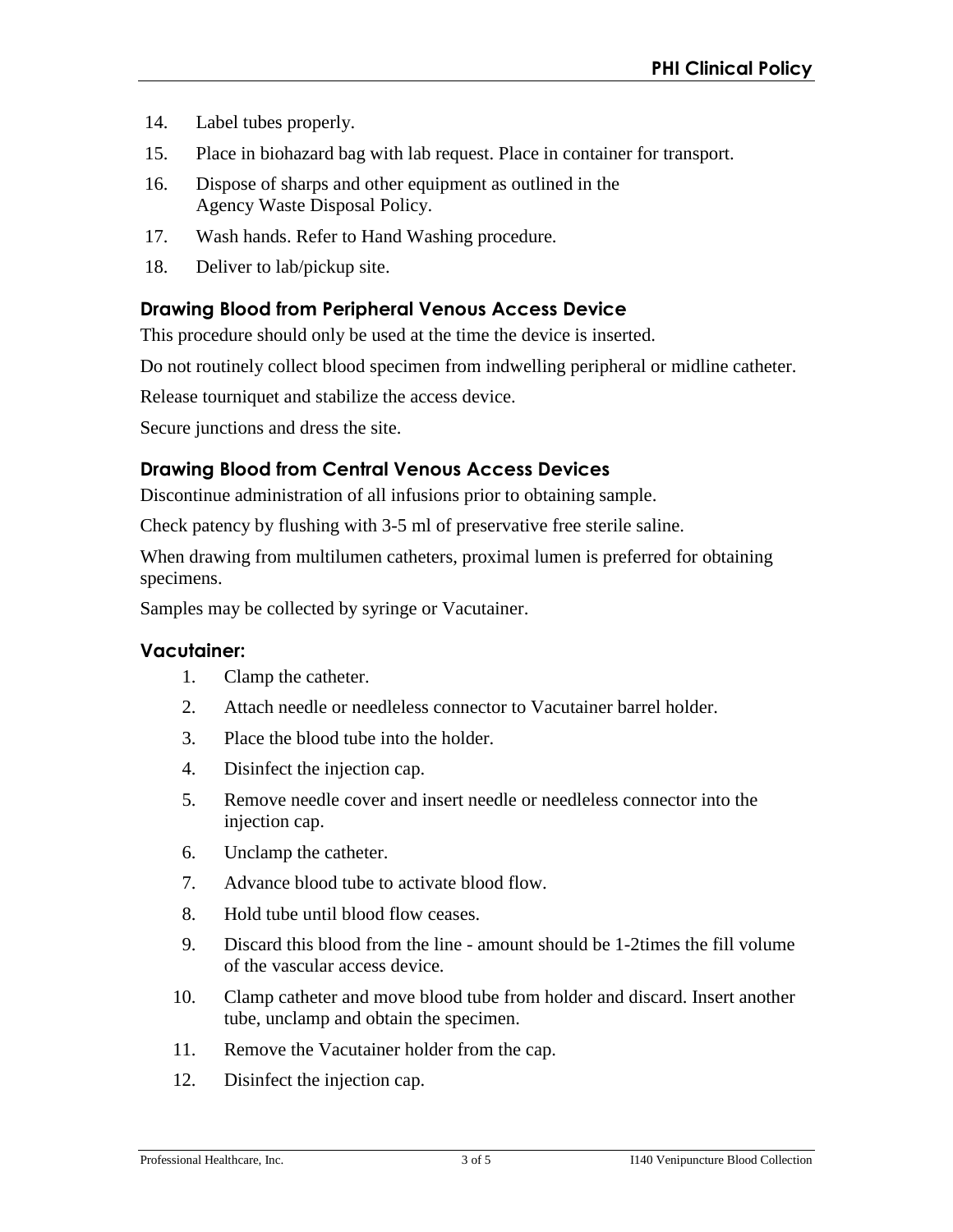14. Label tubes properly.
15. Place in biohazard bag with lab request. Place in container for transport.
16. Dispose of sharps and other equipment as outlined in the Agency Waste Disposal Policy.
17. Wash hands. Refer to Hand Washing procedure.
18. Deliver to lab/pickup site.

### Drawing Blood from Peripheral Venous Access Device

This procedure should only be used at the time the device is inserted.

Do not routinely collect blood specimen from indwelling peripheral or midline catheter.

Release tourniquet and stabilize the access device.

Secure junctions and dress the site.

### Drawing Blood from Central Venous Access Devices

Discontinue administration of all infusions prior to obtaining sample.

Check patency by flushing with 3-5 ml of preservative free sterile saline.

When drawing from multilumen catheters, proximal lumen is preferred for obtaining specimens.

Samples may be collected by syringe or Vacutainer.

### Vacutainer:

1. Clamp the catheter.
2. Attach needle or needleless connector to Vacutainer barrel holder.
3. Place the blood tube into the holder.
4. Disinfect the injection cap.
5. Remove needle cover and insert needle or needleless connector into the injection cap.
6. Unclamp the catheter.
7. Advance blood tube to activate blood flow.
8. Hold tube until blood flow ceases.
9. Discard this blood from the line - amount should be 1-2times the fill volume of the vascular access device.
10. Clamp catheter and move blood tube from holder and discard. Insert another tube, unclamp and obtain the specimen.
11. Remove the Vacutainer holder from the cap.
12. Disinfect the injection cap.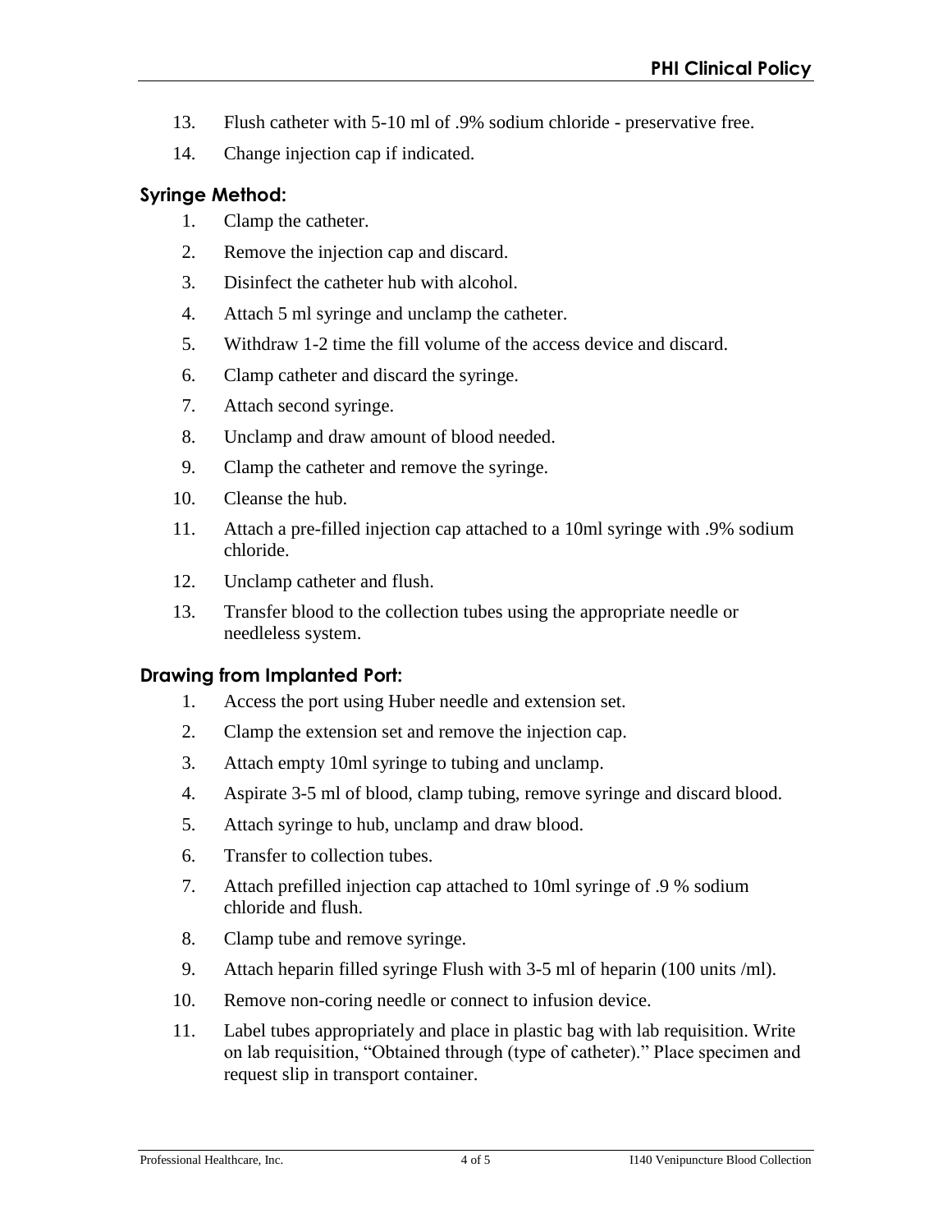13. Flush catheter with 5-10 ml of .9% sodium chloride - preservative free.
14. Change injection cap if indicated.

### Syringe Method:

1. Clamp the catheter.
2. Remove the injection cap and discard.
3. Disinfect the catheter hub with alcohol.
4. Attach 5 ml syringe and unclamp the catheter.
5. Withdraw 1-2 time the fill volume of the access device and discard.
6. Clamp catheter and discard the syringe.
7. Attach second syringe.
8. Unclamp and draw amount of blood needed.
9. Clamp the catheter and remove the syringe.
10. Cleanse the hub.
11. Attach a pre-filled injection cap attached to a 10ml syringe with .9% sodium chloride.
12. Unclamp catheter and flush.
13. Transfer blood to the collection tubes using the appropriate needle or needleless system.

### Drawing from Implanted Port:

1. Access the port using Huber needle and extension set.
2. Clamp the extension set and remove the injection cap.
3. Attach empty 10ml syringe to tubing and unclamp.
4. Aspirate 3-5 ml of blood, clamp tubing, remove syringe and discard blood.
5. Attach syringe to hub, unclamp and draw blood.
6. Transfer to collection tubes.
7. Attach prefilled injection cap attached to 10ml syringe of .9 % sodium chloride and flush.
8. Clamp tube and remove syringe.
9. Attach heparin filled syringe Flush with 3-5 ml of heparin (100 units /ml).
10. Remove non-coring needle or connect to infusion device.
11. Label tubes appropriately and place in plastic bag with lab requisition. Write on lab requisition, "Obtained through (type of catheter)." Place specimen and request slip in transport container.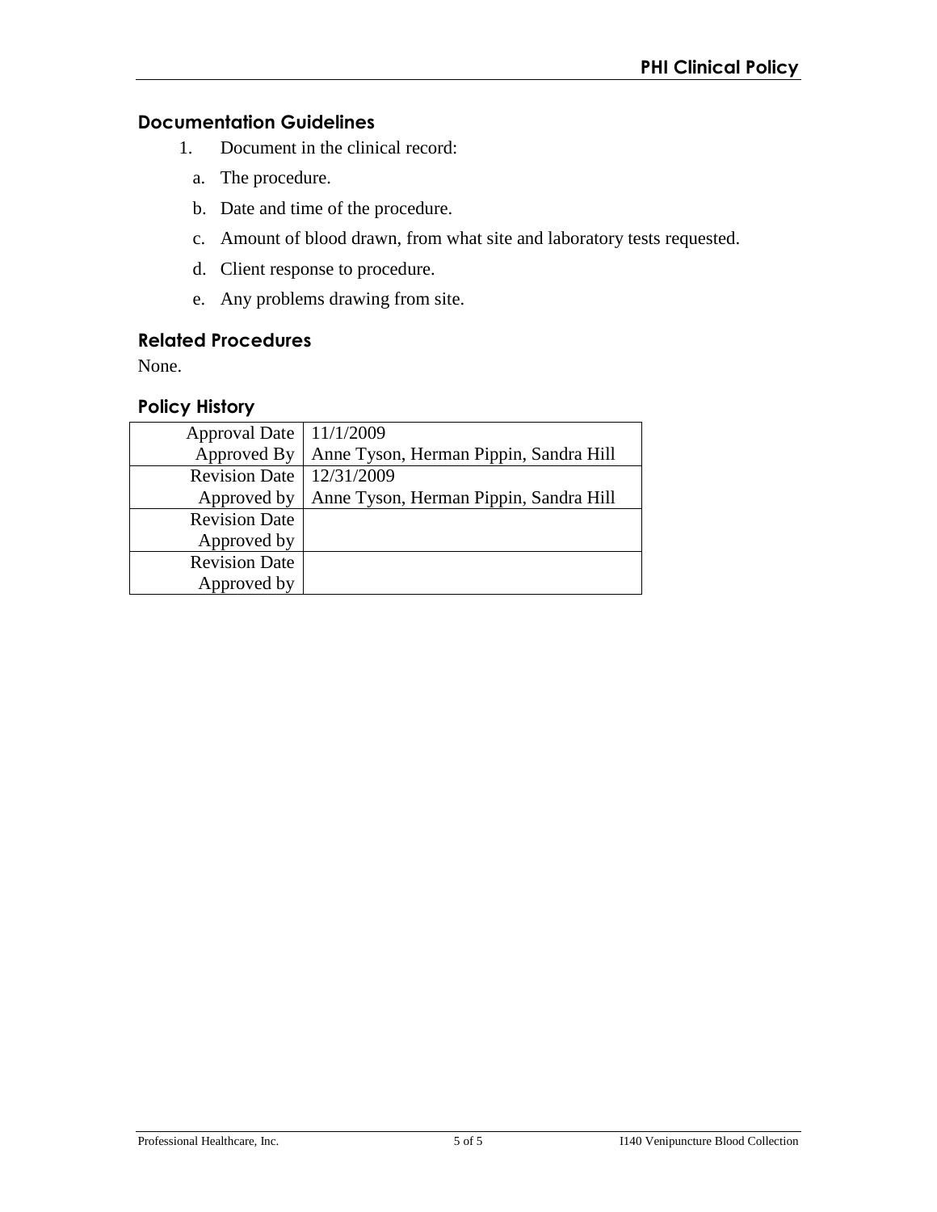## Documentation Guidelines

1. Document in the clinical record:
   a. The procedure.
   b. Date and time of the procedure.
   c. Amount of blood drawn, from what site and laboratory tests requested.
   d. Client response to procedure.
   e. Any problems drawing from site.

## Related Procedures

None.

## Policy History

| | |
|---|---|
| Approval Date | 11/1/2009 |
| Approved By | Anne Tyson, Herman Pippin, Sandra Hill |
| Revision Date | 12/31/2009 |
| Approved by | Anne Tyson, Herman Pippin, Sandra Hill |
| Revision Date | |
| Approved by | |
| Revision Date | |
| Approved by | |